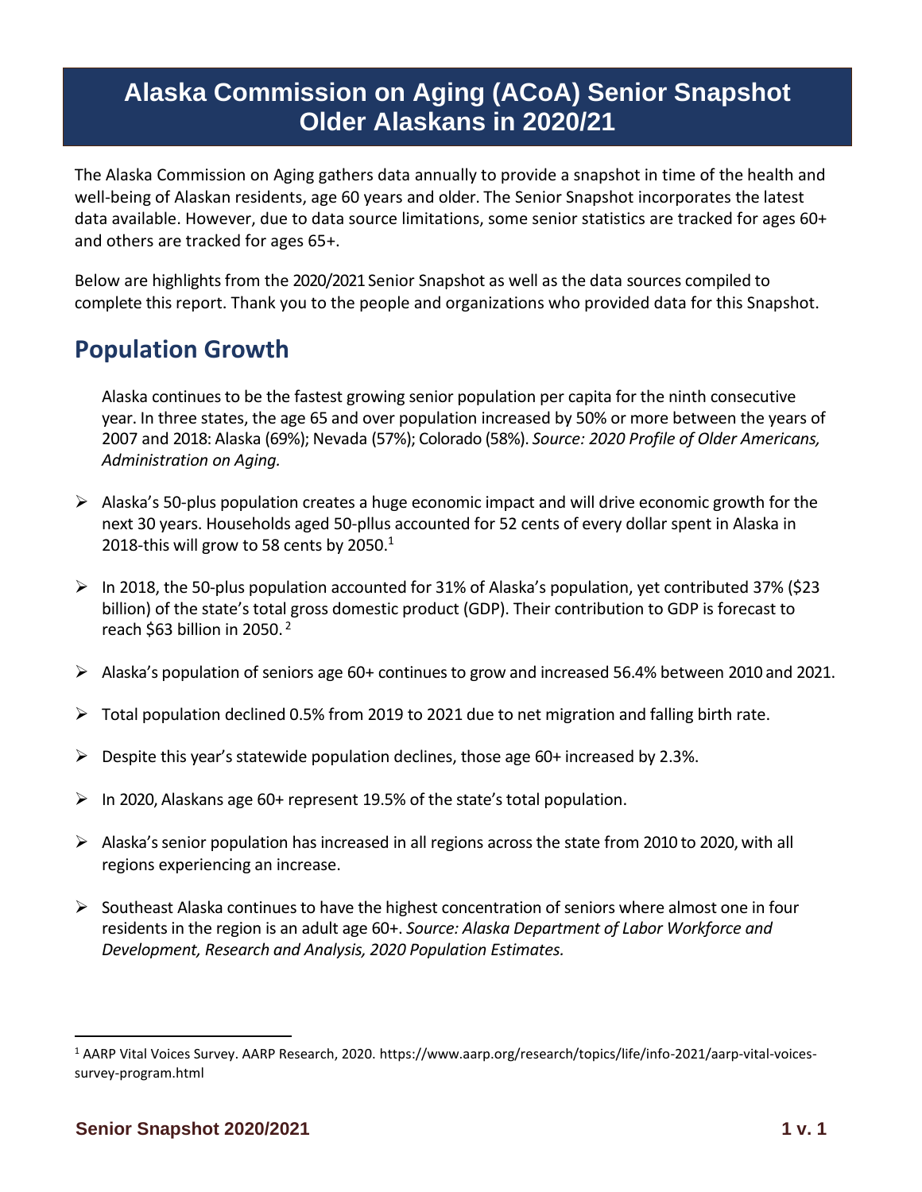# Alaska Commission on Aging (ACoA) Senior Snapshot Older Alaskans in 2020/21

The Alaska Commission on Aging gathers data annually to provide a snapshot in time of the health and well-being of Alaskan residents, age 60 years and older. The Senior Snapshot incorporates the latest data available. However, due to data source limitations, some senior statistics are tracked for ages 60+ and others are tracked for ages 65+.

Below are highlights from the 2020/2021 Senior Snapshot as well as the data sources compiled to complete this report. Thank you to the people and organizations who provided data for this Snapshot.

## Population Growth

Alaska continues to be the fastest growing senior population per capita for the ninth consecutive year. In three states, the age 65 and over population increased by 50% or more between the years of 2007 and 2018: Alaska (69%); Nevada (57%); Colorado (58%). *Source: 2020 Profile of Older Americans, Administration on Aging.*

- Alaska's 50-plus population creates a huge economic impact and will drive economic growth for the next 30 years. Households aged 50-pllus accounted for 52 cents of every dollar spent in Alaska in 2018-this will grow to 58 cents by 2050.[1]
- In 2018, the 50-plus population accounted for 31% of Alaska's population, yet contributed 37% ($23 billion) of the state's total gross domestic product (GDP). Their contribution to GDP is forecast to reach $63 billion in 2050.[2]
- Alaska's population of seniors age 60+ continues to grow and increased 56.4% between 2010 and 2021.
- Total population declined 0.5% from 2019 to 2021 due to net migration and falling birth rate.
- Despite this year's statewide population declines, those age 60+ increased by 2.3%.
- In 2020, Alaskans age 60+ represent 19.5% of the state's total population.
- Alaska's senior population has increased in all regions across the state from 2010 to 2020, with all regions experiencing an increase.
- Southeast Alaska continues to have the highest concentration of seniors where almost one in four residents in the region is an adult age 60+. *Source: Alaska Department of Labor Workforce and Development, Research and Analysis, 2020 Population Estimates.*

---

[1] AARP Vital Voices Survey. AARP Research, 2020. https://www.aarp.org/research/topics/life/info-2021/aarp-vital-voices-survey-program.html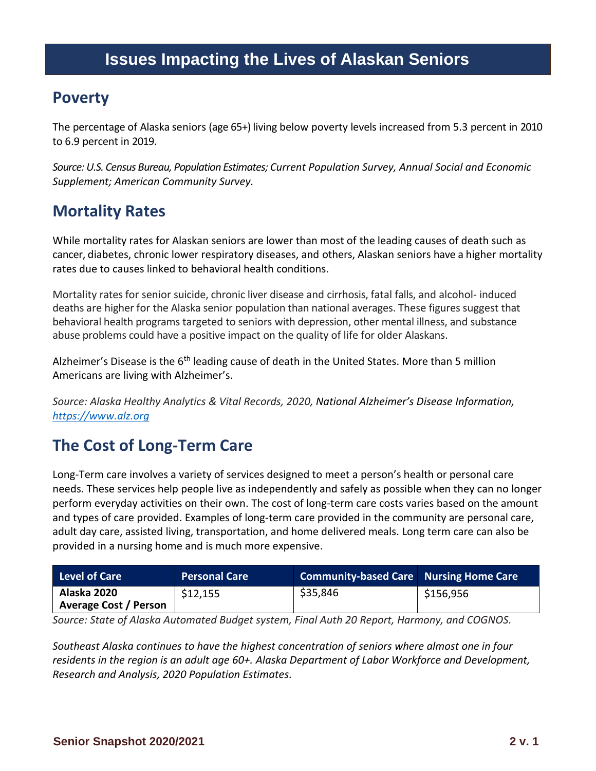# Issues Impacting the Lives of Alaskan Seniors

## Poverty

The percentage of Alaska seniors (age 65+) living below poverty levels increased from 5.3 percent in 2010 to 6.9 percent in 2019.

*Source: U.S. Census Bureau, Population Estimates; Current Population Survey, Annual Social and Economic Supplement; American Community Survey.*

## Mortality Rates

While mortality rates for Alaskan seniors are lower than most of the leading causes of death such as cancer, diabetes, chronic lower respiratory diseases, and others, Alaskan seniors have a higher mortality rates due to causes linked to behavioral health conditions.

Mortality rates for senior suicide, chronic liver disease and cirrhosis, fatal falls, and alcohol- induced deaths are higher for the Alaska senior population than national averages. These figures suggest that behavioral health programs targeted to seniors with depression, other mental illness, and substance abuse problems could have a positive impact on the quality of life for older Alaskans.

Alzheimer's Disease is the 6th leading cause of death in the United States. More than 5 million Americans are living with Alzheimer's.

*Source: Alaska Healthy Analytics & Vital Records, 2020,* National Alzheimer's Disease Information, *https://www.alz.org*

## The Cost of Long-Term Care

Long-Term care involves a variety of services designed to meet a person's health or personal care needs. These services help people live as independently and safely as possible when they can no longer perform everyday activities on their own. The cost of long-term care costs varies based on the amount and types of care provided. Examples of long-term care provided in the community are personal care, adult day care, assisted living, transportation, and home delivered meals. Long term care can also be provided in a nursing home and is much more expensive.

| Level of Care | Personal Care | Community-based Care | Nursing Home Care |
|---|---|---|---|
| **Alaska 2020 Average Cost / Person** | $12,155 | $35,846 | $156,956 |

*Source: State of Alaska Automated Budget system, Final Auth 20 Report, Harmony, and COGNOS.*

*Southeast Alaska continues to have the highest concentration of seniors where almost one in four residents in the region is an adult age 60+. Alaska Department of Labor Workforce and Development, Research and Analysis, 2020 Population Estimates.*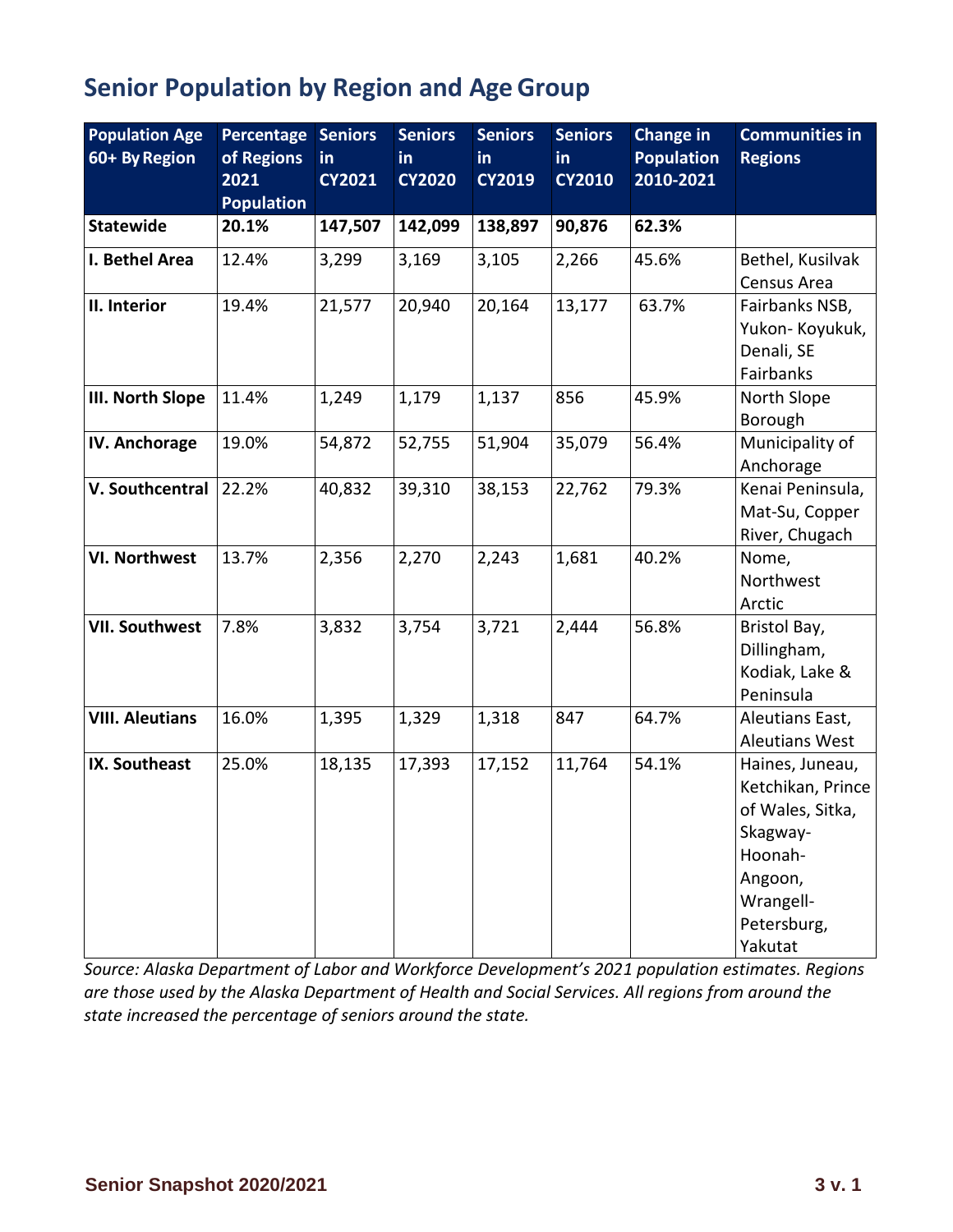## Senior Population by Region and Age Group

| Population Age 60+ By Region | Percentage of Regions 2021 Population | Seniors in CY2021 | Seniors in CY2020 | Seniors in CY2019 | Seniors in CY2010 | Change in Population 2010-2021 | Communities in Regions |
|---|---|---|---|---|---|---|---|
| **Statewide** | **20.1%** | **147,507** | **142,099** | **138,897** | **90,876** | **62.3%** | |
| **I. Bethel Area** | 12.4% | 3,299 | 3,169 | 3,105 | 2,266 | 45.6% | Bethel, Kusilvak Census Area |
| **II. Interior** | 19.4% | 21,577 | 20,940 | 20,164 | 13,177 | 63.7% | Fairbanks NSB, Yukon- Koyukuk, Denali, SE Fairbanks |
| **III. North Slope** | 11.4% | 1,249 | 1,179 | 1,137 | 856 | 45.9% | North Slope Borough |
| **IV. Anchorage** | 19.0% | 54,872 | 52,755 | 51,904 | 35,079 | 56.4% | Municipality of Anchorage |
| **V. Southcentral** | 22.2% | 40,832 | 39,310 | 38,153 | 22,762 | 79.3% | Kenai Peninsula, Mat-Su, Copper River, Chugach |
| **VI. Northwest** | 13.7% | 2,356 | 2,270 | 2,243 | 1,681 | 40.2% | Nome, Northwest Arctic |
| **VII. Southwest** | 7.8% | 3,832 | 3,754 | 3,721 | 2,444 | 56.8% | Bristol Bay, Dillingham, Kodiak, Lake & Peninsula |
| **VIII. Aleutians** | 16.0% | 1,395 | 1,329 | 1,318 | 847 | 64.7% | Aleutians East, Aleutians West |
| **IX. Southeast** | 25.0% | 18,135 | 17,393 | 17,152 | 11,764 | 54.1% | Haines, Juneau, Ketchikan, Prince of Wales, Sitka, Skagway-Hoonah-Angoon, Wrangell-Petersburg, Yakutat |

*Source: Alaska Department of Labor and Workforce Development's 2021 population estimates. Regions are those used by the Alaska Department of Health and Social Services. All regions from around the state increased the percentage of seniors around the state.*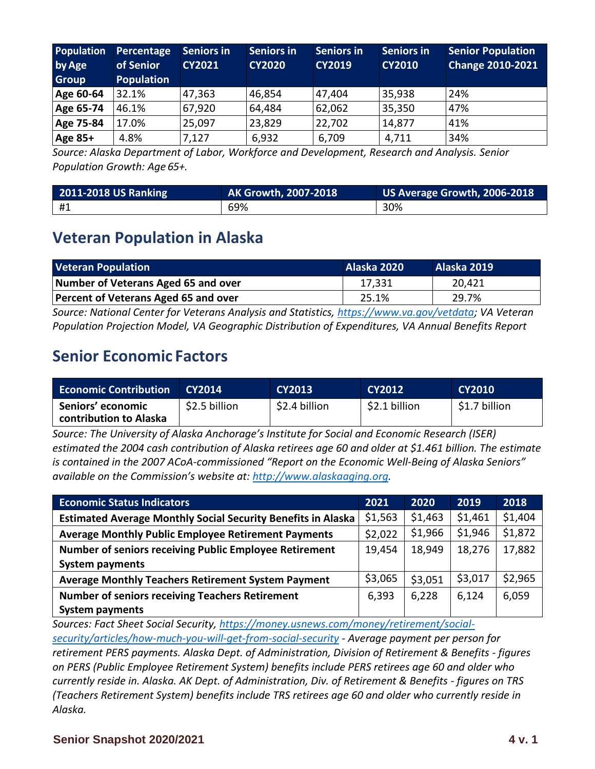| Population by Age Group | Percentage of Senior Population | Seniors in CY2021 | Seniors in CY2020 | Seniors in CY2019 | Seniors in CY2010 | Senior Population Change 2010-2021 |
|---|---|---|---|---|---|---|
| **Age 60-64** | 32.1% | 47,363 | 46,854 | 47,404 | 35,938 | 24% |
| **Age 65-74** | 46.1% | 67,920 | 64,484 | 62,062 | 35,350 | 47% |
| **Age 75-84** | 17.0% | 25,097 | 23,829 | 22,702 | 14,877 | 41% |
| **Age 85+** | 4.8% | 7,127 | 6,932 | 6,709 | 4,711 | 34% |

*Source: Alaska Department of Labor, Workforce and Development, Research and Analysis. Senior Population Growth: Age 65+.*

| 2011-2018 US Ranking | AK Growth, 2007-2018 | US Average Growth, 2006-2018 |
|---|---|---|
| #1 | 69% | 30% |

## Veteran Population in Alaska

| Veteran Population | Alaska 2020 | Alaska 2019 |
|---|---|---|
| **Number of Veterans Aged 65 and over** | 17,331 | 20,421 |
| **Percent of Veterans Aged 65 and over** | 25.1% | 29.7% |

*Source: National Center for Veterans Analysis and Statistics, https://www.va.gov/vetdata; VA Veteran Population Projection Model, VA Geographic Distribution of Expenditures, VA Annual Benefits Report*

## Senior Economic Factors

| Economic Contribution | CY2014 | CY2013 | CY2012 | CY2010 |
|---|---|---|---|---|
| **Seniors' economic contribution to Alaska** | $2.5 billion | $2.4 billion | $2.1 billion | $1.7 billion |

*Source: The University of Alaska Anchorage's Institute for Social and Economic Research (ISER) estimated the 2004 cash contribution of Alaska retirees age 60 and older at $1.461 billion. The estimate is contained in the 2007 ACoA-commissioned "Report on the Economic Well-Being of Alaska Seniors" available on the Commission's website at: http://www.alaskaaging.org.*

| Economic Status Indicators | 2021 | 2020 | 2019 | 2018 |
|---|---|---|---|---|
| **Estimated Average Monthly Social Security Benefits in Alaska** | $1,563 | $1,463 | $1,461 | $1,404 |
| **Average Monthly Public Employee Retirement Payments** | $2,022 | $1,966 | $1,946 | $1,872 |
| **Number of seniors receiving Public Employee Retirement System payments** | 19,454 | 18,949 | 18,276 | 17,882 |
| **Average Monthly Teachers Retirement System Payment** | $3,065 | $3,051 | $3,017 | $2,965 |
| **Number of seniors receiving Teachers Retirement System payments** | 6,393 | 6,228 | 6,124 | 6,059 |

*Sources: Fact Sheet Social Security, https://money.usnews.com/money/retirement/social-security/articles/how-much-you-will-get-from-social-security - Average payment per person for retirement PERS payments. Alaska Dept. of Administration, Division of Retirement & Benefits - figures on PERS (Public Employee Retirement System) benefits include PERS retirees age 60 and older who currently reside in. Alaska. AK Dept. of Administration, Div. of Retirement & Benefits - figures on TRS (Teachers Retirement System) benefits include TRS retirees age 60 and older who currently reside in Alaska.*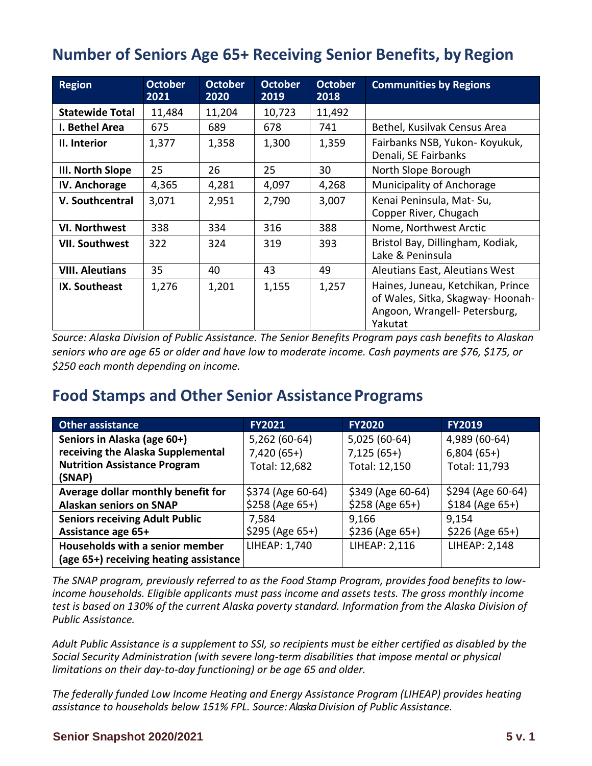## Number of Seniors Age 65+ Receiving Senior Benefits, by Region

| Region | October 2021 | October 2020 | October 2019 | October 2018 | Communities by Regions |
|---|---|---|---|---|---|
| **Statewide Total** | 11,484 | 11,204 | 10,723 | 11,492 | |
| **I. Bethel Area** | 675 | 689 | 678 | 741 | Bethel, Kusilvak Census Area |
| **II. Interior** | 1,377 | 1,358 | 1,300 | 1,359 | Fairbanks NSB, Yukon- Koyukuk, Denali, SE Fairbanks |
| **III. North Slope** | 25 | 26 | 25 | 30 | North Slope Borough |
| **IV. Anchorage** | 4,365 | 4,281 | 4,097 | 4,268 | Municipality of Anchorage |
| **V. Southcentral** | 3,071 | 2,951 | 2,790 | 3,007 | Kenai Peninsula, Mat- Su, Copper River, Chugach |
| **VI. Northwest** | 338 | 334 | 316 | 388 | Nome, Northwest Arctic |
| **VII. Southwest** | 322 | 324 | 319 | 393 | Bristol Bay, Dillingham, Kodiak, Lake & Peninsula |
| **VIII. Aleutians** | 35 | 40 | 43 | 49 | Aleutians East, Aleutians West |
| **IX. Southeast** | 1,276 | 1,201 | 1,155 | 1,257 | Haines, Juneau, Ketchikan, Prince of Wales, Sitka, Skagway- Hoonah-Angoon, Wrangell- Petersburg, Yakutat |

*Source: Alaska Division of Public Assistance. The Senior Benefits Program pays cash benefits to Alaskan seniors who are age 65 or older and have low to moderate income. Cash payments are $76, $175, or $250 each month depending on income.*

## Food Stamps and Other Senior Assistance Programs

| Other assistance | FY2021 | FY2020 | FY2019 |
|---|---|---|---|
| **Seniors in Alaska (age 60+) receiving the Alaska Supplemental Nutrition Assistance Program (SNAP)** | 5,262 (60-64)<br>7,420 (65+)<br>Total: 12,682 | 5,025 (60-64)<br>7,125 (65+)<br>Total: 12,150 | 4,989 (60-64)<br>6,804 (65+)<br>Total: 11,793 |
| **Average dollar monthly benefit for Alaskan seniors on SNAP** | $374 (Age 60-64)<br>$258 (Age 65+) | $349 (Age 60-64)<br>$258 (Age 65+) | $294 (Age 60-64)<br>$184 (Age 65+) |
| **Seniors receiving Adult Public Assistance age 65+** | 7,584<br>$295 (Age 65+) | 9,166<br>$236 (Age 65+) | 9,154<br>$226 (Age 65+) |
| **Households with a senior member (age 65+) receiving heating assistance** | LIHEAP: 1,740 | LIHEAP: 2,116 | LIHEAP: 2,148 |

*The SNAP program, previously referred to as the Food Stamp Program, provides food benefits to low-income households. Eligible applicants must pass income and assets tests. The gross monthly income test is based on 130% of the current Alaska poverty standard. Information from the Alaska Division of Public Assistance.*

*Adult Public Assistance is a supplement to SSI, so recipients must be either certified as disabled by the Social Security Administration (with severe long-term disabilities that impose mental or physical limitations on their day-to-day functioning) or be age 65 and older.*

*The federally funded Low Income Heating and Energy Assistance Program (LIHEAP) provides heating assistance to households below 151% FPL. Source: Alaska Division of Public Assistance.*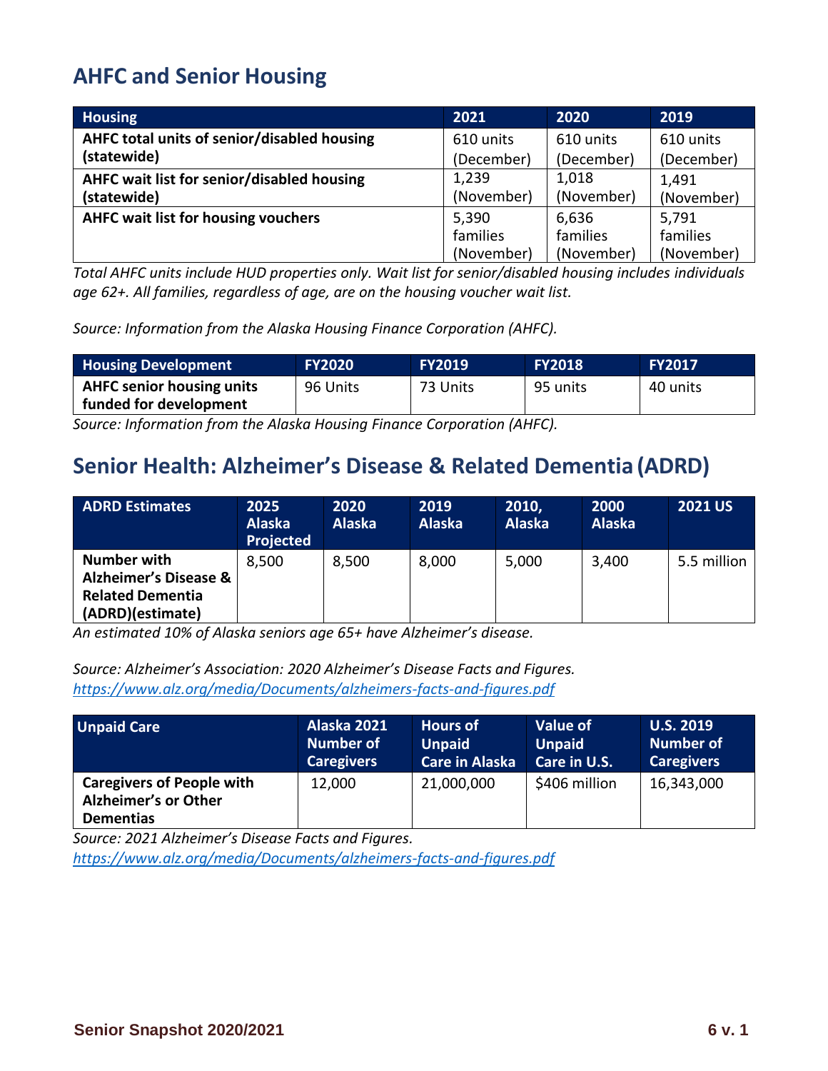## AHFC and Senior Housing

| Housing | 2021 | 2020 | 2019 |
|---|---|---|---|
| **AHFC total units of senior/disabled housing (statewide)** | 610 units (December) | 610 units (December) | 610 units (December) |
| **AHFC wait list for senior/disabled housing (statewide)** | 1,239 (November) | 1,018 (November) | 1,491 (November) |
| **AHFC wait list for housing vouchers** | 5,390 families (November) | 6,636 families (November) | 5,791 families (November) |

*Total AHFC units include HUD properties only. Wait list for senior/disabled housing includes individuals age 62+. All families, regardless of age, are on the housing voucher wait list.*

*Source: Information from the Alaska Housing Finance Corporation (AHFC).*

| Housing Development | FY2020 | FY2019 | FY2018 | FY2017 |
|---|---|---|---|---|
| **AHFC senior housing units funded for development** | 96 Units | 73 Units | 95 units | 40 units |

*Source: Information from the Alaska Housing Finance Corporation (AHFC).*

## Senior Health: Alzheimer's Disease & Related Dementia (ADRD)

| ADRD Estimates | 2025 Alaska Projected | 2020 Alaska | 2019 Alaska | 2010, Alaska | 2000 Alaska | 2021 US |
|---|---|---|---|---|---|---|
| **Number with Alzheimer's Disease & Related Dementia (ADRD)(estimate)** | 8,500 | 8,500 | 8,000 | 5,000 | 3,400 | 5.5 million |

*An estimated 10% of Alaska seniors age 65+ have Alzheimer's disease.*

*Source: Alzheimer's Association: 2020 Alzheimer's Disease Facts and Figures. https://www.alz.org/media/Documents/alzheimers-facts-and-figures.pdf*

| Unpaid Care | Alaska 2021 Number of Caregivers | Hours of Unpaid Care in Alaska | Value of Unpaid Care in U.S. | U.S. 2019 Number of Caregivers |
|---|---|---|---|---|
| **Caregivers of People with Alzheimer's or Other Dementias** | 12,000 | 21,000,000 | $406 million | 16,343,000 |

*Source: 2021 Alzheimer's Disease Facts and Figures. https://www.alz.org/media/Documents/alzheimers-facts-and-figures.pdf*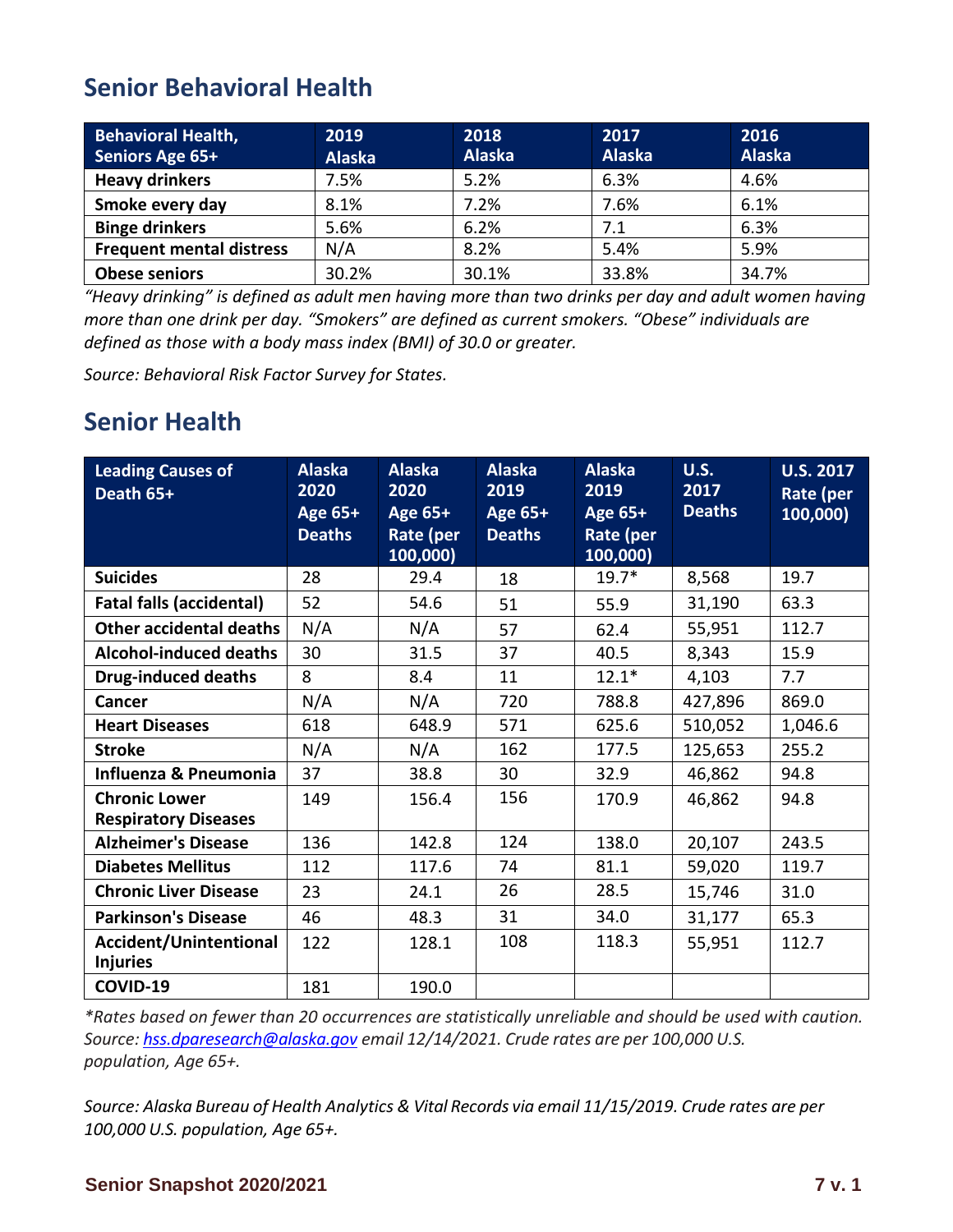## Senior Behavioral Health

| Behavioral Health, Seniors Age 65+ | 2019 Alaska | 2018 Alaska | 2017 Alaska | 2016 Alaska |
|---|---|---|---|---|
| **Heavy drinkers** | 7.5% | 5.2% | 6.3% | 4.6% |
| **Smoke every day** | 8.1% | 7.2% | 7.6% | 6.1% |
| **Binge drinkers** | 5.6% | 6.2% | 7.1 | 6.3% |
| **Frequent mental distress** | N/A | 8.2% | 5.4% | 5.9% |
| **Obese seniors** | 30.2% | 30.1% | 33.8% | 34.7% |

*"Heavy drinking" is defined as adult men having more than two drinks per day and adult women having more than one drink per day. "Smokers" are defined as current smokers. "Obese" individuals are defined as those with a body mass index (BMI) of 30.0 or greater.*

*Source: Behavioral Risk Factor Survey for States.*

## Senior Health

| Leading Causes of Death 65+ | Alaska 2020 Age 65+ Deaths | Alaska 2020 Age 65+ Rate (per 100,000) | Alaska 2019 Age 65+ Deaths | Alaska 2019 Age 65+ Rate (per 100,000) | U.S. 2017 Deaths | U.S. 2017 Rate (per 100,000) |
|---|---|---|---|---|---|---|
| **Suicides** | 28 | 29.4 | 18 | 19.7* | 8,568 | 19.7 |
| **Fatal falls (accidental)** | 52 | 54.6 | 51 | 55.9 | 31,190 | 63.3 |
| **Other accidental deaths** | N/A | N/A | 57 | 62.4 | 55,951 | 112.7 |
| **Alcohol-induced deaths** | 30 | 31.5 | 37 | 40.5 | 8,343 | 15.9 |
| **Drug-induced deaths** | 8 | 8.4 | 11 | 12.1* | 4,103 | 7.7 |
| **Cancer** | N/A | N/A | 720 | 788.8 | 427,896 | 869.0 |
| **Heart Diseases** | 618 | 648.9 | 571 | 625.6 | 510,052 | 1,046.6 |
| **Stroke** | N/A | N/A | 162 | 177.5 | 125,653 | 255.2 |
| **Influenza & Pneumonia** | 37 | 38.8 | 30 | 32.9 | 46,862 | 94.8 |
| **Chronic Lower Respiratory Diseases** | 149 | 156.4 | 156 | 170.9 | 46,862 | 94.8 |
| **Alzheimer's Disease** | 136 | 142.8 | 124 | 138.0 | 20,107 | 243.5 |
| **Diabetes Mellitus** | 112 | 117.6 | 74 | 81.1 | 59,020 | 119.7 |
| **Chronic Liver Disease** | 23 | 24.1 | 26 | 28.5 | 15,746 | 31.0 |
| **Parkinson's Disease** | 46 | 48.3 | 31 | 34.0 | 31,177 | 65.3 |
| **Accident/Unintentional Injuries** | 122 | 128.1 | 108 | 118.3 | 55,951 | 112.7 |
| **COVID-19** | 181 | 190.0 | | | | |

*\*Rates based on fewer than 20 occurrences are statistically unreliable and should be used with caution. Source: hss.dparesearch@alaska.gov email 12/14/2021. Crude rates are per 100,000 U.S. population, Age 65+.*

*Source: Alaska Bureau of Health Analytics & Vital Records via email 11/15/2019. Crude rates are per 100,000 U.S. population, Age 65+.*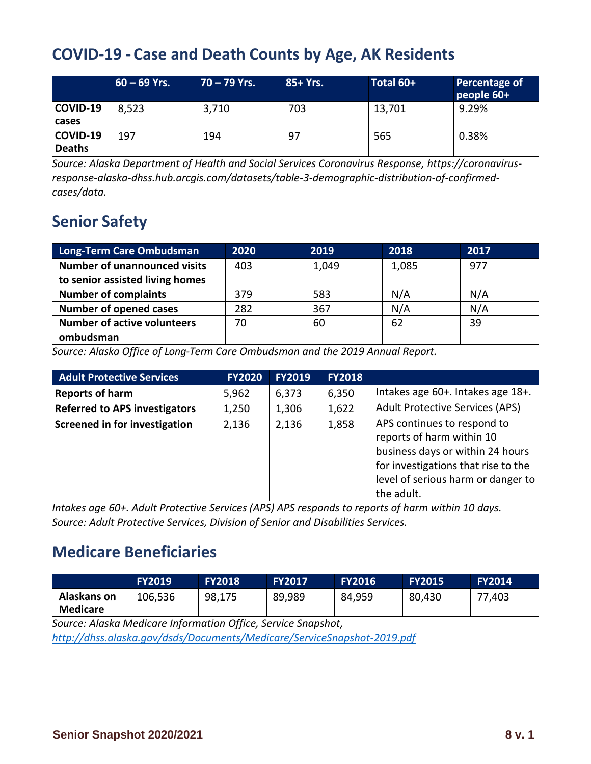## COVID-19 - Case and Death Counts by Age, AK Residents

| | 60 – 69 Yrs. | 70 – 79 Yrs. | 85+ Yrs. | Total 60+ | Percentage of people 60+ |
|---|---|---|---|---|---|
| **COVID-19 cases** | 8,523 | 3,710 | 703 | 13,701 | 9.29% |
| **COVID-19 Deaths** | 197 | 194 | 97 | 565 | 0.38% |

*Source: Alaska Department of Health and Social Services Coronavirus Response, https://coronavirus-response-alaska-dhss.hub.arcgis.com/datasets/table-3-demographic-distribution-of-confirmed-cases/data.*

## Senior Safety

| Long-Term Care Ombudsman | 2020 | 2019 | 2018 | 2017 |
|---|---|---|---|---|
| **Number of unannounced visits to senior assisted living homes** | 403 | 1,049 | 1,085 | 977 |
| **Number of complaints** | 379 | 583 | N/A | N/A |
| **Number of opened cases** | 282 | 367 | N/A | N/A |
| **Number of active volunteers ombudsman** | 70 | 60 | 62 | 39 |

*Source: Alaska Office of Long-Term Care Ombudsman and the 2019 Annual Report.*

| Adult Protective Services | FY2020 | FY2019 | FY2018 | |
|---|---|---|---|---|
| **Reports of harm** | 5,962 | 6,373 | 6,350 | Intakes age 60+. Intakes age 18+. |
| **Referred to APS investigators** | 1,250 | 1,306 | 1,622 | Adult Protective Services (APS) |
| **Screened in for investigation** | 2,136 | 2,136 | 1,858 | APS continues to respond to reports of harm within 10 business days or within 24 hours for investigations that rise to the level of serious harm or danger to the adult. |

*Intakes age 60+. Adult Protective Services (APS) APS responds to reports of harm within 10 days. Source: Adult Protective Services, Division of Senior and Disabilities Services.*

## Medicare Beneficiaries

| | FY2019 | FY2018 | FY2017 | FY2016 | FY2015 | FY2014 |
|---|---|---|---|---|---|---|
| **Alaskans on Medicare** | 106,536 | 98,175 | 89,989 | 84,959 | 80,430 | 77,403 |

*Source: Alaska Medicare Information Office, Service Snapshot, [http://dhss.alaska.gov/dsds/Documents/Medicare/ServiceSnapshot-2019.pdf](http://dhss.alaska.gov/dsds/Documents/Medicare/ServiceSnapshot-2019.pdf)*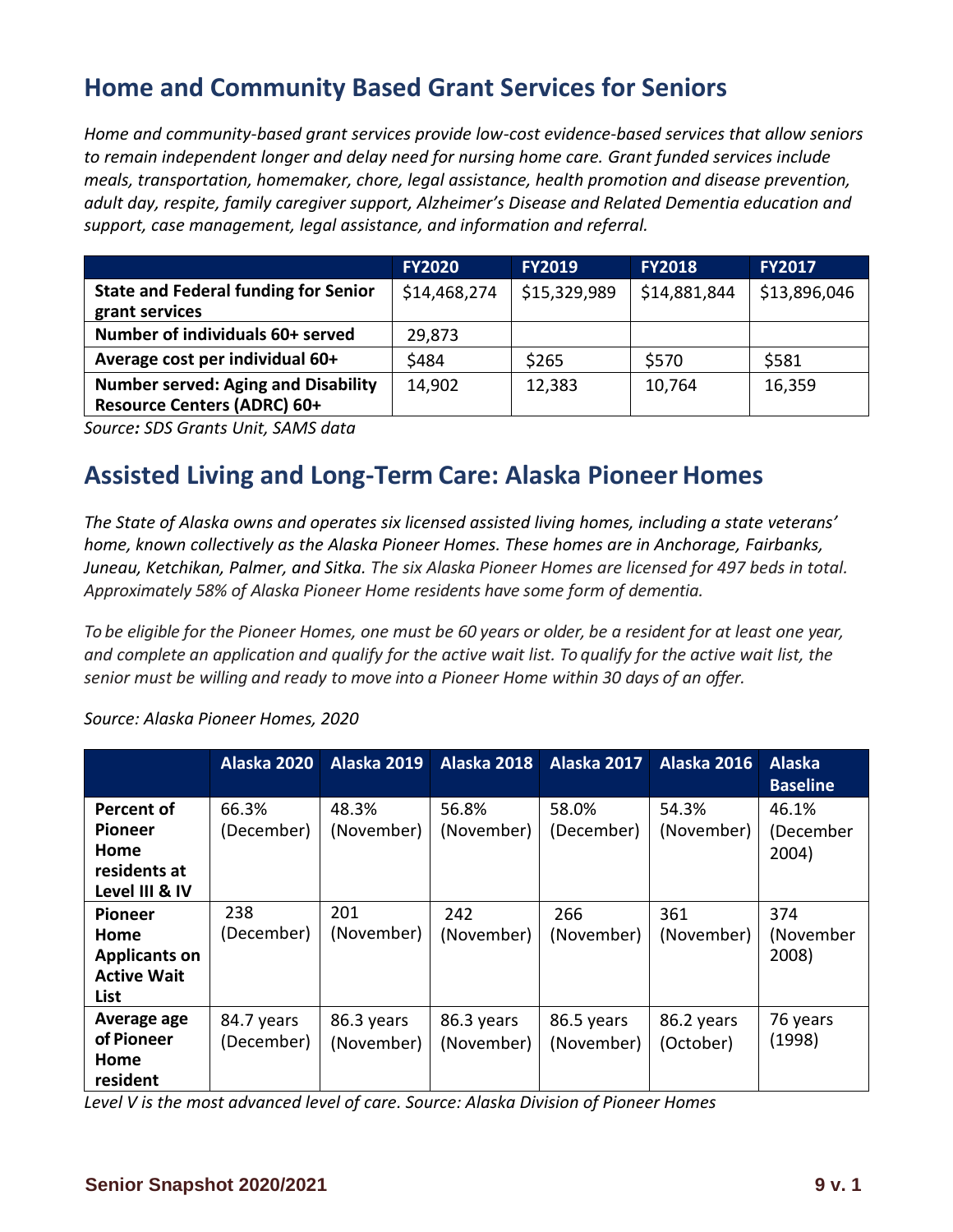## Home and Community Based Grant Services for Seniors

*Home and community-based grant services provide low-cost evidence-based services that allow seniors to remain independent longer and delay need for nursing home care. Grant funded services include meals, transportation, homemaker, chore, legal assistance, health promotion and disease prevention, adult day, respite, family caregiver support, Alzheimer's Disease and Related Dementia education and support, case management, legal assistance, and information and referral.*

| | FY2020 | FY2019 | FY2018 | FY2017 |
|---|---|---|---|---|
| **State and Federal funding for Senior grant services** | $14,468,274 | $15,329,989 | $14,881,844 | $13,896,046 |
| **Number of individuals 60+ served** | 29,873 | | | |
| **Average cost per individual 60+** | $484 | $265 | $570 | $581 |
| **Number served: Aging and Disability Resource Centers (ADRC) 60+** | 14,902 | 12,383 | 10,764 | 16,359 |

*Source: SDS Grants Unit, SAMS data*

## Assisted Living and Long-Term Care: Alaska Pioneer Homes

*The State of Alaska owns and operates six licensed assisted living homes, including a state veterans' home, known collectively as the Alaska Pioneer Homes. These homes are in Anchorage, Fairbanks, Juneau, Ketchikan, Palmer, and Sitka. The six Alaska Pioneer Homes are licensed for 497 beds in total. Approximately 58% of Alaska Pioneer Home residents have some form of dementia.*

*To be eligible for the Pioneer Homes, one must be 60 years or older, be a resident for at least one year, and complete an application and qualify for the active wait list. To qualify for the active wait list, the senior must be willing and ready to move into a Pioneer Home within 30 days of an offer.*

*Source: Alaska Pioneer Homes, 2020*

| | Alaska 2020 | Alaska 2019 | Alaska 2018 | Alaska 2017 | Alaska 2016 | Alaska Baseline |
|---|---|---|---|---|---|---|
| **Percent of Pioneer Home residents at Level III & IV** | 66.3% (December) | 48.3% (November) | 56.8% (November) | 58.0% (December) | 54.3% (November) | 46.1% (December 2004) |
| **Pioneer Home Applicants on Active Wait List** | 238 (December) | 201 (November) | 242 (November) | 266 (November) | 361 (November) | 374 (November 2008) |
| **Average age of Pioneer Home resident** | 84.7 years (December) | 86.3 years (November) | 86.3 years (November) | 86.5 years (November) | 86.2 years (October) | 76 years (1998) |

*Level V is the most advanced level of care. Source: Alaska Division of Pioneer Homes*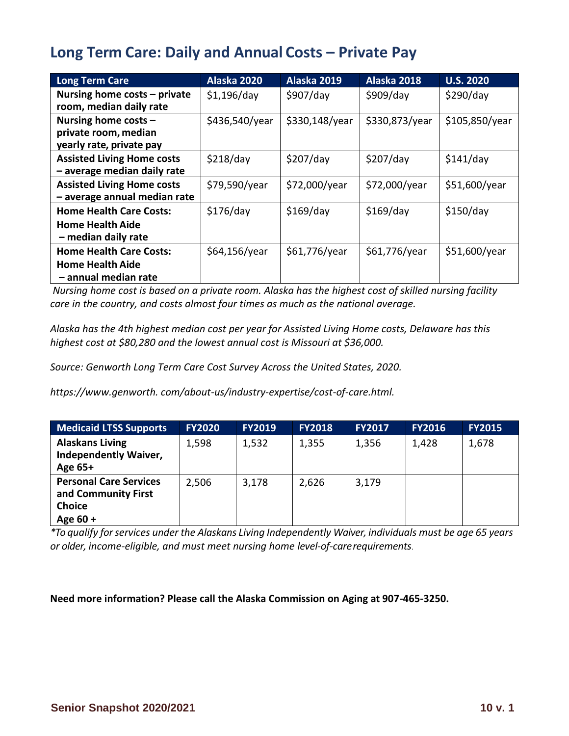## Long Term Care: Daily and Annual Costs – Private Pay

| Long Term Care | Alaska 2020 | Alaska 2019 | Alaska 2018 | U.S. 2020 |
|---|---|---|---|---|
| **Nursing home costs – private room, median daily rate** | $1,196/day | $907/day | $909/day | $290/day |
| **Nursing home costs – private room, median yearly rate, private pay** | $436,540/year | $330,148/year | $330,873/year | $105,850/year |
| **Assisted Living Home costs – average median daily rate** | $218/day | $207/day | $207/day | $141/day |
| **Assisted Living Home costs – average annual median rate** | $79,590/year | $72,000/year | $72,000/year | $51,600/year |
| **Home Health Care Costs: Home Health Aide – median daily rate** | $176/day | $169/day | $169/day | $150/day |
| **Home Health Care Costs: Home Health Aide – annual median rate** | $64,156/year | $61,776/year | $61,776/year | $51,600/year |

*Nursing home cost is based on a private room. Alaska has the highest cost of skilled nursing facility care in the country, and costs almost four times as much as the national average.*

*Alaska has the 4th highest median cost per year for Assisted Living Home costs, Delaware has this highest cost at $80,280 and the lowest annual cost is Missouri at $36,000.*

*Source: Genworth Long Term Care Cost Survey Across the United States, 2020.*

*https://www.genworth. com/about-us/industry-expertise/cost-of-care.html.*

| Medicaid LTSS Supports | FY2020 | FY2019 | FY2018 | FY2017 | FY2016 | FY2015 |
|---|---|---|---|---|---|---|
| **Alaskans Living Independently Waiver, Age 65+** | 1,598 | 1,532 | 1,355 | 1,356 | 1,428 | 1,678 |
| **Personal Care Services and Community First Choice Age 60 +** | 2,506 | 3,178 | 2,626 | 3,179 | | |

*\*To qualify for services under the Alaskans Living Independently Waiver, individuals must be age 65 years or older, income-eligible, and must meet nursing home level-of-care requirements.*

**Need more information? Please call the Alaska Commission on Aging at 907-465-3250.**